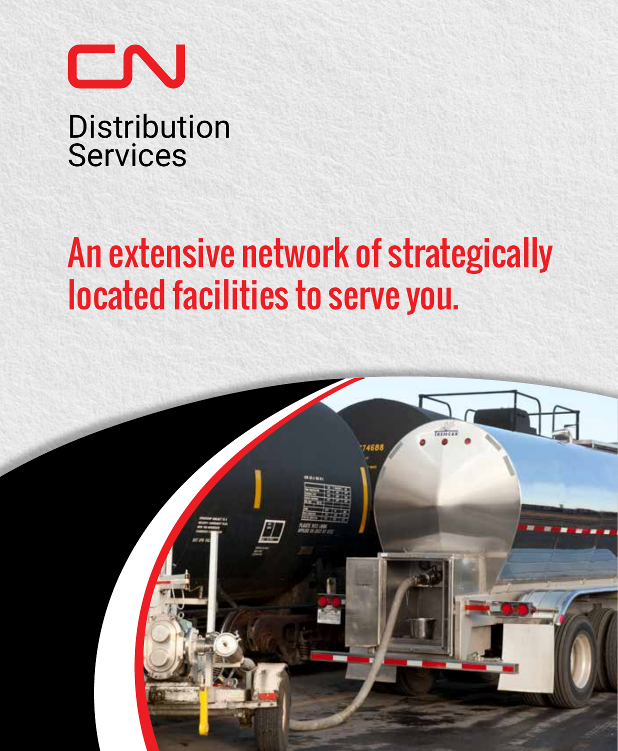CN

Distribution
Services

# An extensive network of strategically located facilities to serve you.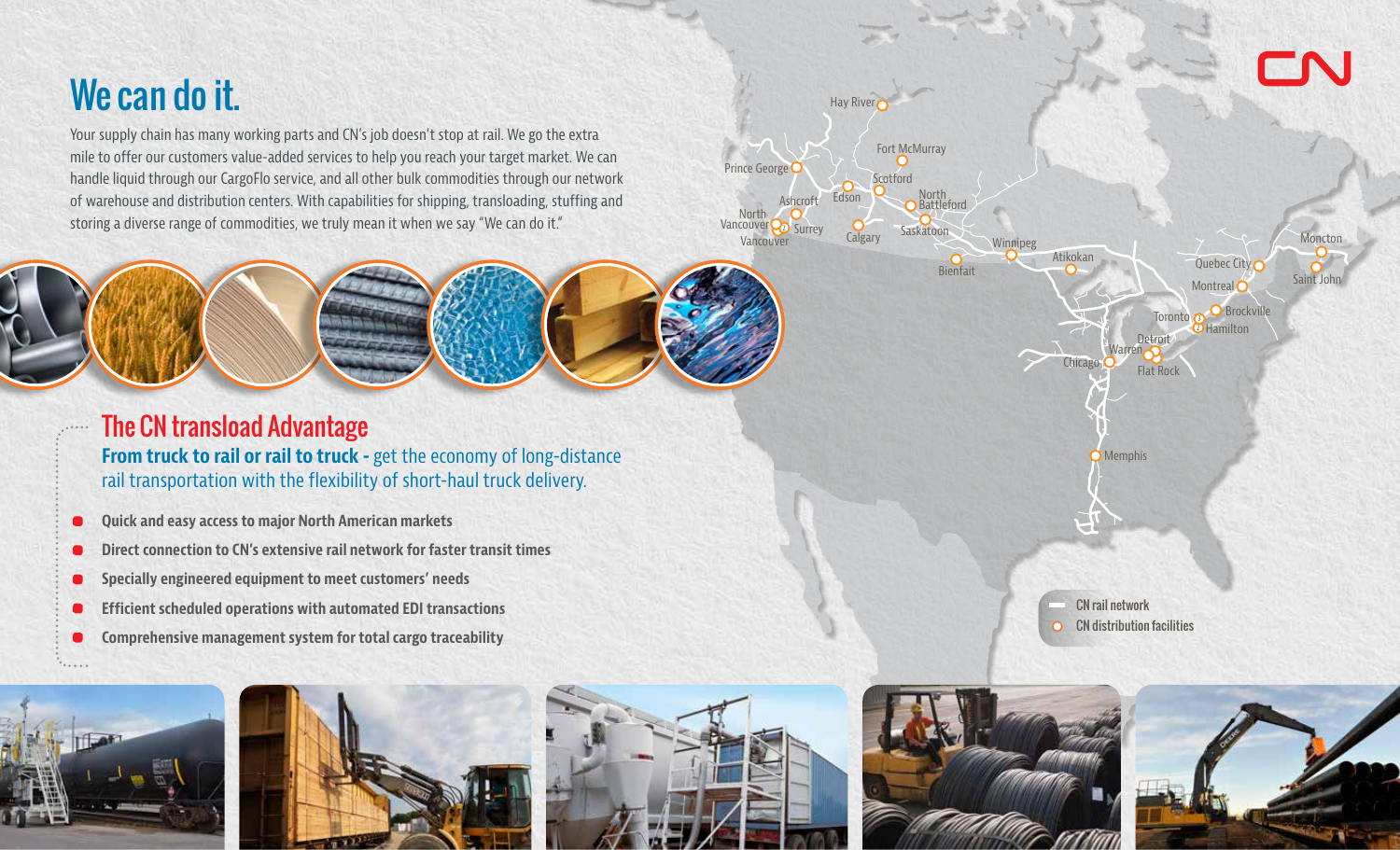# We can do it.

Your supply chain has many working parts and CN's job doesn't stop at rail. We go the extra mile to offer our customers value-added services to help you reach your target market. We can handle liquid through our CargoFlo service, and all other bulk commodities through our network of warehouse and distribution centers. With capabilities for shipping, transloading, stuffing and storing a diverse range of commodities, we truly mean it when we say "We can do it."

## The CN transload Advantage

**From truck to rail or rail to truck -** get the economy of long-distance rail transportation with the flexibility of short-haul truck delivery.

- **Quick and easy access to major North American markets**
- **Direct connection to CN's extensive rail network for faster transit times**
- **Specially engineered equipment to meet customers' needs**
- **Efficient scheduled operations with automated EDI transactions**
- **Comprehensive management system for total cargo traceability**

Hay River, Fort McMurray, Prince George, Scotford, Edson, Ashcroft, North Battleford, North Vancouver, Surrey, Vancouver, Calgary, Saskatoon, Winnipeg, Bienfait, Atikokan, Quebec City, Moncton, Saint John, Montreal, Brockville, Toronto, Hamilton, Detroit, Warren, Flat Rock, Chicago, Memphis

- CN rail network
- CN distribution facilities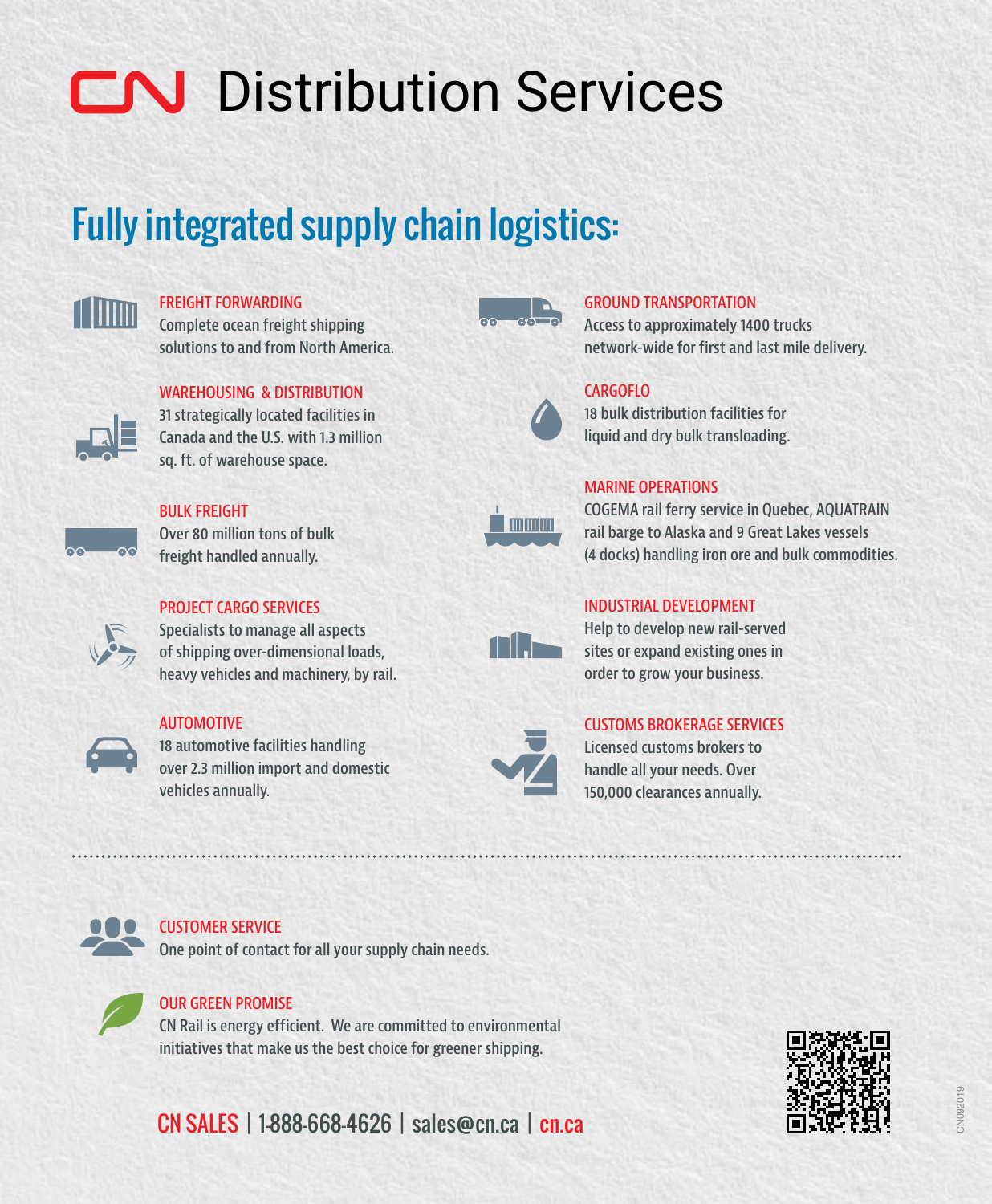# CN Distribution Services

## Fully integrated supply chain logistics:

### FREIGHT FORWARDING

Complete ocean freight shipping solutions to and from North America.

### WAREHOUSING & DISTRIBUTION

31 strategically located facilities in Canada and the U.S. with 1.3 million sq. ft. of warehouse space.

### BULK FREIGHT

Over 80 million tons of bulk freight handled annually.

### PROJECT CARGO SERVICES

Specialists to manage all aspects of shipping over-dimensional loads, heavy vehicles and machinery, by rail.

### AUTOMOTIVE

18 automotive facilities handling over 2.3 million import and domestic vehicles annually.

### GROUND TRANSPORTATION

Access to approximately 1400 trucks network-wide for first and last mile delivery.

### CARGOFLO

18 bulk distribution facilities for liquid and dry bulk transloading.

### MARINE OPERATIONS

COGEMA rail ferry service in Quebec, AQUATRAIN rail barge to Alaska and 9 Great Lakes vessels (4 docks) handling iron ore and bulk commodities.

### INDUSTRIAL DEVELOPMENT

Help to develop new rail-served sites or expand existing ones in order to grow your business.

### CUSTOMS BROKERAGE SERVICES

Licensed customs brokers to handle all your needs. Over 150,000 clearances annually.

---

### CUSTOMER SERVICE

One point of contact for all your supply chain needs.

### OUR GREEN PROMISE

CN Rail is energy efficient. We are committed to environmental initiatives that make us the best choice for greener shipping.

CN SALES | 1-888-668-4626 | sales@cn.ca | cn.ca

CN092019